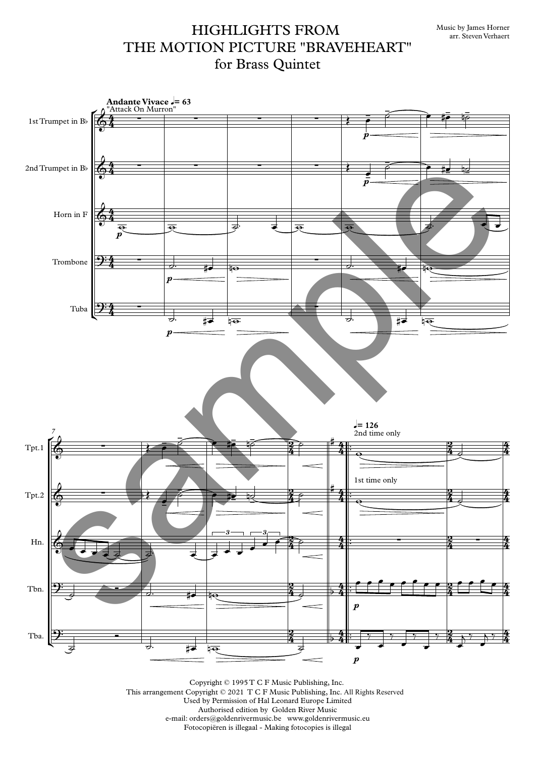# HIGHLIGHTS FROM THE MOTION PICTURE "BRAVEHEART"

## for Brass Quintet

Music by James Horner
arr. Steven Verhaert

Copyright © 1995 T C F Music Publishing, Inc.
This arrangement Copyright © 2021 T C F Music Publishing, Inc. All Rights Reserved
Used by Permission of Hal Leonard Europe Limited
Authorised edition by Golden River Music
e-mail: orders@goldenrivermusic.be www.goldenrivermusic.eu
Fotocopiëren is illegaal - Making fotocopies is illegal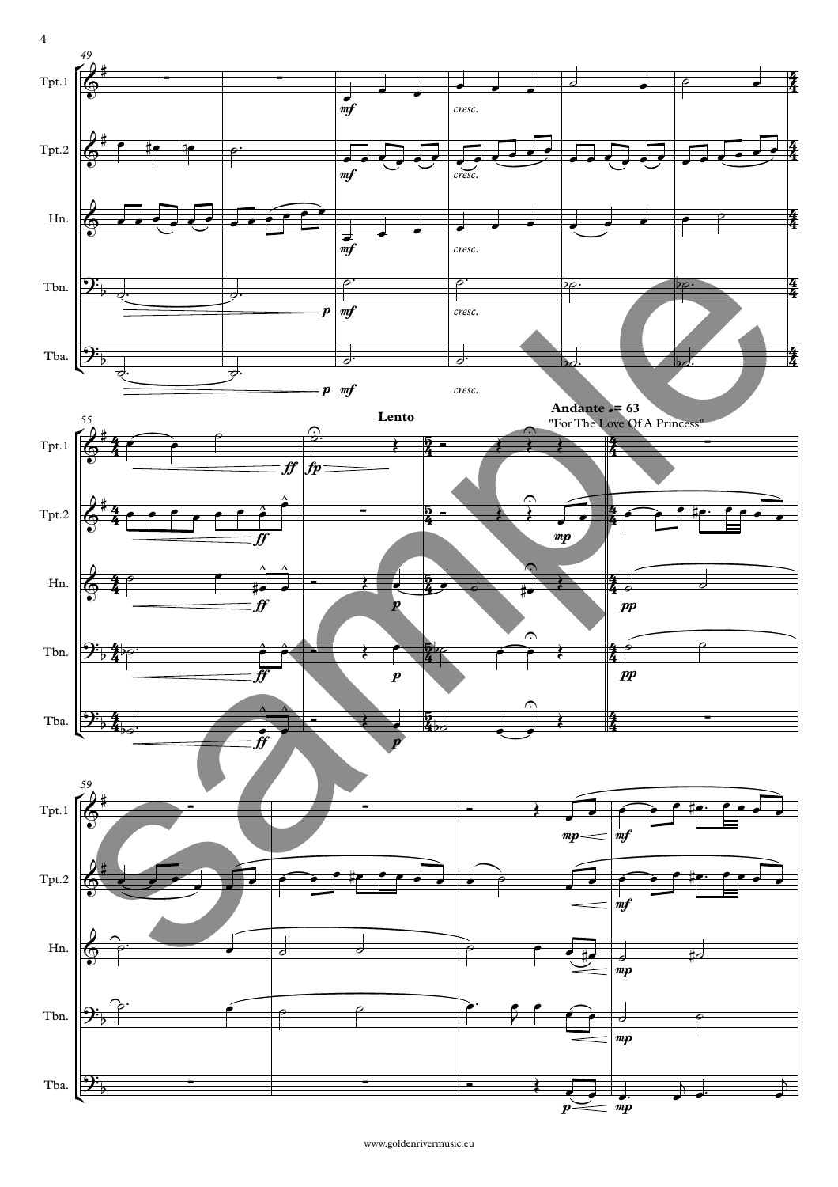**Lento**

**Andante ♩ = 63**

"For The Love Of A Princess"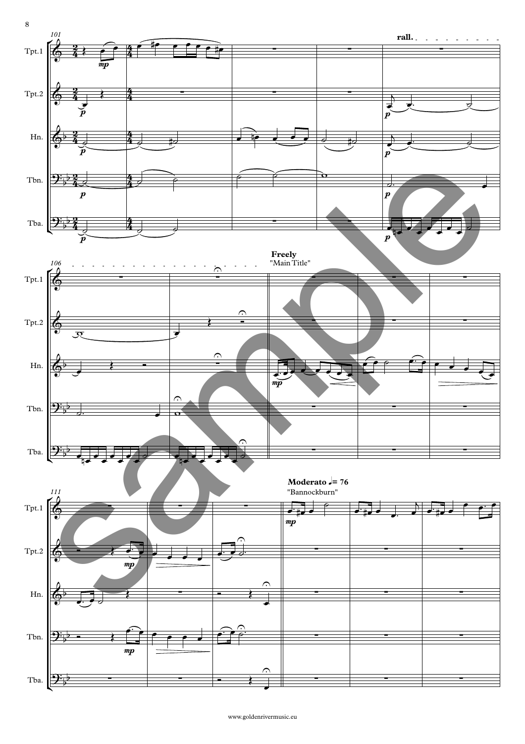**Freely**
"Main Title"

**Moderato** ♩= 76
"Bannockburn"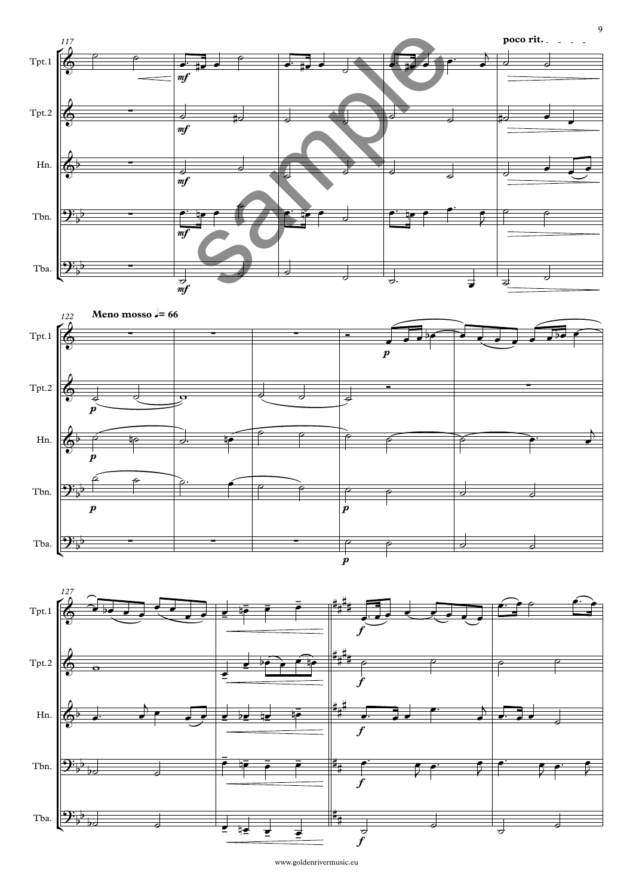poco rit.

Meno mosso ♩= 66